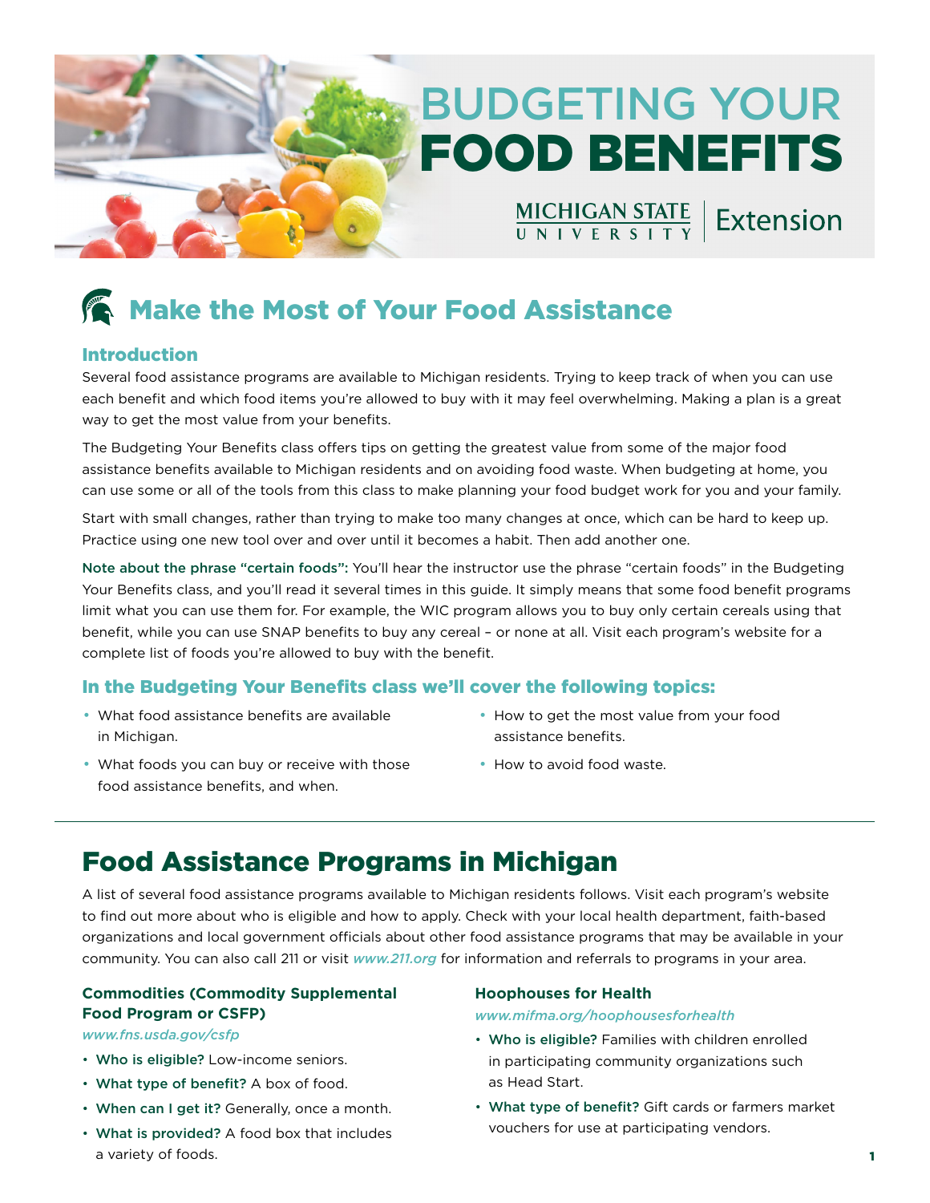# BUDGETING YOUR FOOD BENEFITS

MICHIGAN STATE UNIVERSITY | Extension

## Make the Most of Your Food Assistance

### Introduction

Several food assistance programs are available to Michigan residents. Trying to keep track of when you can use each benefit and which food items you're allowed to buy with it may feel overwhelming. Making a plan is a great way to get the most value from your benefits.

The Budgeting Your Benefits class offers tips on getting the greatest value from some of the major food assistance benefits available to Michigan residents and on avoiding food waste. When budgeting at home, you can use some or all of the tools from this class to make planning your food budget work for you and your family.

Start with small changes, rather than trying to make too many changes at once, which can be hard to keep up. Practice using one new tool over and over until it becomes a habit. Then add another one.

**Note about the phrase "certain foods":** You'll hear the instructor use the phrase "certain foods" in the Budgeting Your Benefits class, and you'll read it several times in this guide. It simply means that some food benefit programs limit what you can use them for. For example, the WIC program allows you to buy only certain cereals using that benefit, while you can use SNAP benefits to buy any cereal – or none at all. Visit each program's website for a complete list of foods you're allowed to buy with the benefit.

### In the Budgeting Your Benefits class we'll cover the following topics:

- What food assistance benefits are available in Michigan.
- What foods you can buy or receive with those food assistance benefits, and when.
- How to get the most value from your food assistance benefits.
- How to avoid food waste.

## Food Assistance Programs in Michigan

A list of several food assistance programs available to Michigan residents follows. Visit each program's website to find out more about who is eligible and how to apply. Check with your local health department, faith-based organizations and local government officials about other food assistance programs that may be available in your community. You can also call 211 or visit *www.211.org* for information and referrals to programs in your area.

### Commodities (Commodity Supplemental Food Program or CSFP)

*www.fns.usda.gov/csfp*

- **Who is eligible?** Low-income seniors.
- **What type of benefit?** A box of food.
- **When can I get it?** Generally, once a month.
- **What is provided?** A food box that includes a variety of foods.

### Hoophouses for Health

*www.mifma.org/hoophousesforhealth*

- **Who is eligible?** Families with children enrolled in participating community organizations such as Head Start.
- **What type of benefit?** Gift cards or farmers market vouchers for use at participating vendors.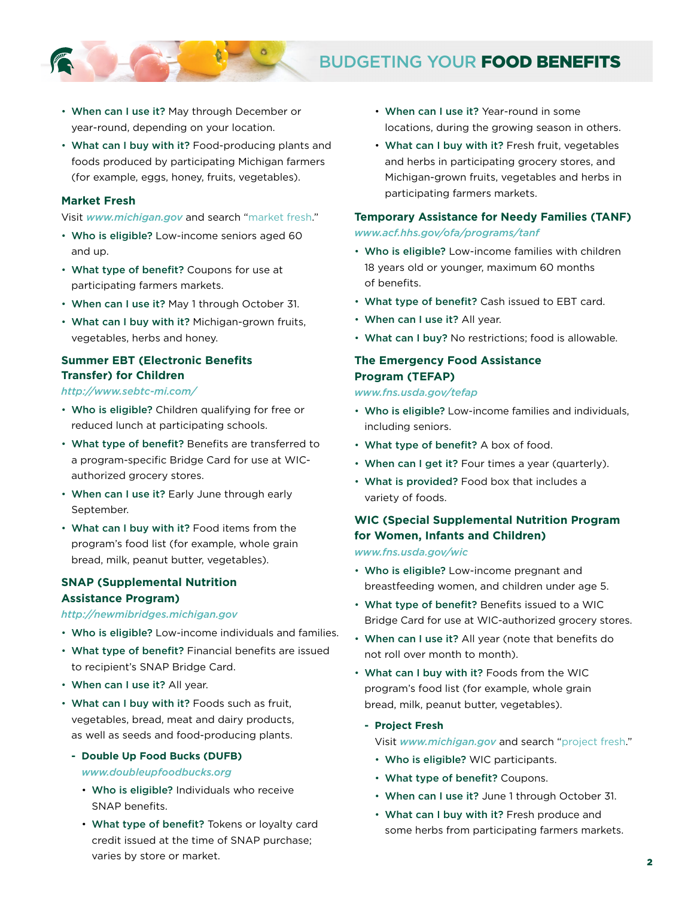- **When can I use it?** May through December or year-round, depending on your location.
- **What can I buy with it?** Food-producing plants and foods produced by participating Michigan farmers (for example, eggs, honey, fruits, vegetables).

### Market Fresh

Visit *www.michigan.gov* and search "market fresh."

- **Who is eligible?** Low-income seniors aged 60 and up.
- **What type of benefit?** Coupons for use at participating farmers markets.
- **When can I use it?** May 1 through October 31.
- **What can I buy with it?** Michigan-grown fruits, vegetables, herbs and honey.

### Summer EBT (Electronic Benefits Transfer) for Children

*http://www.sebtc-mi.com/*

- **Who is eligible?** Children qualifying for free or reduced lunch at participating schools.
- **What type of benefit?** Benefits are transferred to a program-specific Bridge Card for use at WIC-authorized grocery stores.
- **When can I use it?** Early June through early September.
- **What can I buy with it?** Food items from the program's food list (for example, whole grain bread, milk, peanut butter, vegetables).

### SNAP (Supplemental Nutrition Assistance Program)

*http://newmibridges.michigan.gov*

- **Who is eligible?** Low-income individuals and families.
- **What type of benefit?** Financial benefits are issued to recipient's SNAP Bridge Card.
- **When can I use it?** All year.
- **What can I buy with it?** Foods such as fruit, vegetables, bread, meat and dairy products, as well as seeds and food-producing plants.
  - **Double Up Food Bucks (DUFB)**
    *www.doubleupfoodbucks.org*
    - **Who is eligible?** Individuals who receive SNAP benefits.
    - **What type of benefit?** Tokens or loyalty card credit issued at the time of SNAP purchase; varies by store or market.
    - **When can I use it?** Year-round in some locations, during the growing season in others.
    - **What can I buy with it?** Fresh fruit, vegetables and herbs in participating grocery stores, and Michigan-grown fruits, vegetables and herbs in participating farmers markets.

### Temporary Assistance for Needy Families (TANF)

*www.acf.hhs.gov/ofa/programs/tanf*

- **Who is eligible?** Low-income families with children 18 years old or younger, maximum 60 months of benefits.
- **What type of benefit?** Cash issued to EBT card.
- **When can I use it?** All year.
- **What can I buy?** No restrictions; food is allowable.

### The Emergency Food Assistance Program (TEFAP)

*www.fns.usda.gov/tefap*

- **Who is eligible?** Low-income families and individuals, including seniors.
- **What type of benefit?** A box of food.
- **When can I get it?** Four times a year (quarterly).
- **What is provided?** Food box that includes a variety of foods.

### WIC (Special Supplemental Nutrition Program for Women, Infants and Children)

*www.fns.usda.gov/wic*

- **Who is eligible?** Low-income pregnant and breastfeeding women, and children under age 5.
- **What type of benefit?** Benefits issued to a WIC Bridge Card for use at WIC-authorized grocery stores.
- **When can I use it?** All year (note that benefits do not roll over month to month).
- **What can I buy with it?** Foods from the WIC program's food list (for example, whole grain bread, milk, peanut butter, vegetables).
  - **Project Fresh**
    Visit *www.michigan.gov* and search "project fresh."
    - **Who is eligible?** WIC participants.
    - **What type of benefit?** Coupons.
    - **When can I use it?** June 1 through October 31.
    - **What can I buy with it?** Fresh produce and some herbs from participating farmers markets.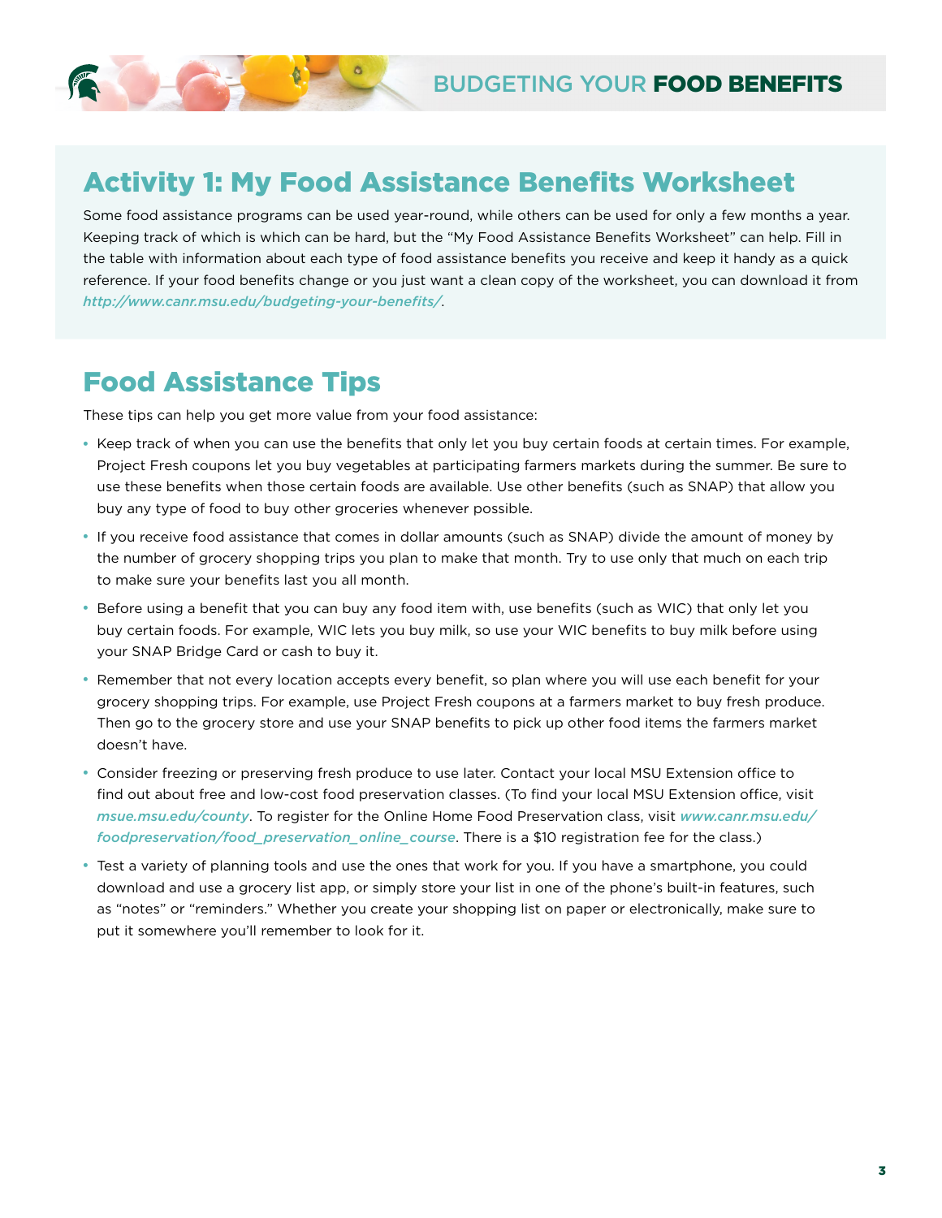## Activity 1: My Food Assistance Benefits Worksheet

Some food assistance programs can be used year-round, while others can be used for only a few months a year. Keeping track of which is which can be hard, but the "My Food Assistance Benefits Worksheet" can help. Fill in the table with information about each type of food assistance benefits you receive and keep it handy as a quick reference. If your food benefits change or you just want a clean copy of the worksheet, you can download it from *http://www.canr.msu.edu/budgeting-your-benefits/*.

## Food Assistance Tips

These tips can help you get more value from your food assistance:

- Keep track of when you can use the benefits that only let you buy certain foods at certain times. For example, Project Fresh coupons let you buy vegetables at participating farmers markets during the summer. Be sure to use these benefits when those certain foods are available. Use other benefits (such as SNAP) that allow you buy any type of food to buy other groceries whenever possible.
- If you receive food assistance that comes in dollar amounts (such as SNAP) divide the amount of money by the number of grocery shopping trips you plan to make that month. Try to use only that much on each trip to make sure your benefits last you all month.
- Before using a benefit that you can buy any food item with, use benefits (such as WIC) that only let you buy certain foods. For example, WIC lets you buy milk, so use your WIC benefits to buy milk before using your SNAP Bridge Card or cash to buy it.
- Remember that not every location accepts every benefit, so plan where you will use each benefit for your grocery shopping trips. For example, use Project Fresh coupons at a farmers market to buy fresh produce. Then go to the grocery store and use your SNAP benefits to pick up other food items the farmers market doesn't have.
- Consider freezing or preserving fresh produce to use later. Contact your local MSU Extension office to find out about free and low-cost food preservation classes. (To find your local MSU Extension office, visit *msue.msu.edu/county*. To register for the Online Home Food Preservation class, visit *www.canr.msu.edu/foodpreservation/food_preservation_online_course*. There is a $10 registration fee for the class.)
- Test a variety of planning tools and use the ones that work for you. If you have a smartphone, you could download and use a grocery list app, or simply store your list in one of the phone's built-in features, such as "notes" or "reminders." Whether you create your shopping list on paper or electronically, make sure to put it somewhere you'll remember to look for it.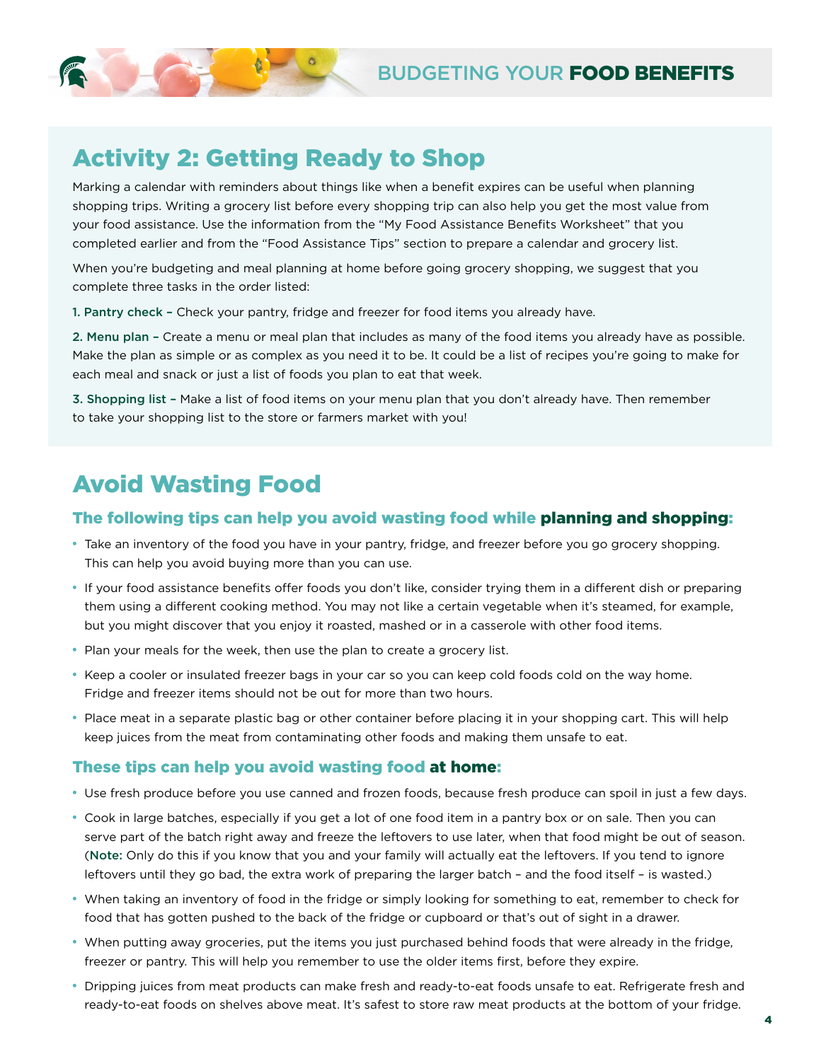## Activity 2: Getting Ready to Shop

Marking a calendar with reminders about things like when a benefit expires can be useful when planning shopping trips. Writing a grocery list before every shopping trip can also help you get the most value from your food assistance. Use the information from the "My Food Assistance Benefits Worksheet" that you completed earlier and from the "Food Assistance Tips" section to prepare a calendar and grocery list.

When you're budgeting and meal planning at home before going grocery shopping, we suggest that you complete three tasks in the order listed:

1. **Pantry check –** Check your pantry, fridge and freezer for food items you already have.

2. **Menu plan –** Create a menu or meal plan that includes as many of the food items you already have as possible. Make the plan as simple or as complex as you need it to be. It could be a list of recipes you're going to make for each meal and snack or just a list of foods you plan to eat that week.

3. **Shopping list –** Make a list of food items on your menu plan that you don't already have. Then remember to take your shopping list to the store or farmers market with you!

## Avoid Wasting Food

### The following tips can help you avoid wasting food while **planning and shopping**:

- Take an inventory of the food you have in your pantry, fridge, and freezer before you go grocery shopping. This can help you avoid buying more than you can use.
- If your food assistance benefits offer foods you don't like, consider trying them in a different dish or preparing them using a different cooking method. You may not like a certain vegetable when it's steamed, for example, but you might discover that you enjoy it roasted, mashed or in a casserole with other food items.
- Plan your meals for the week, then use the plan to create a grocery list.
- Keep a cooler or insulated freezer bags in your car so you can keep cold foods cold on the way home. Fridge and freezer items should not be out for more than two hours.
- Place meat in a separate plastic bag or other container before placing it in your shopping cart. This will help keep juices from the meat from contaminating other foods and making them unsafe to eat.

### These tips can help you avoid wasting food **at home**:

- Use fresh produce before you use canned and frozen foods, because fresh produce can spoil in just a few days.
- Cook in large batches, especially if you get a lot of one food item in a pantry box or on sale. Then you can serve part of the batch right away and freeze the leftovers to use later, when that food might be out of season. (**Note:** Only do this if you know that you and your family will actually eat the leftovers. If you tend to ignore leftovers until they go bad, the extra work of preparing the larger batch – and the food itself – is wasted.)
- When taking an inventory of food in the fridge or simply looking for something to eat, remember to check for food that has gotten pushed to the back of the fridge or cupboard or that's out of sight in a drawer.
- When putting away groceries, put the items you just purchased behind foods that were already in the fridge, freezer or pantry. This will help you remember to use the older items first, before they expire.
- Dripping juices from meat products can make fresh and ready-to-eat foods unsafe to eat. Refrigerate fresh and ready-to-eat foods on shelves above meat. It's safest to store raw meat products at the bottom of your fridge.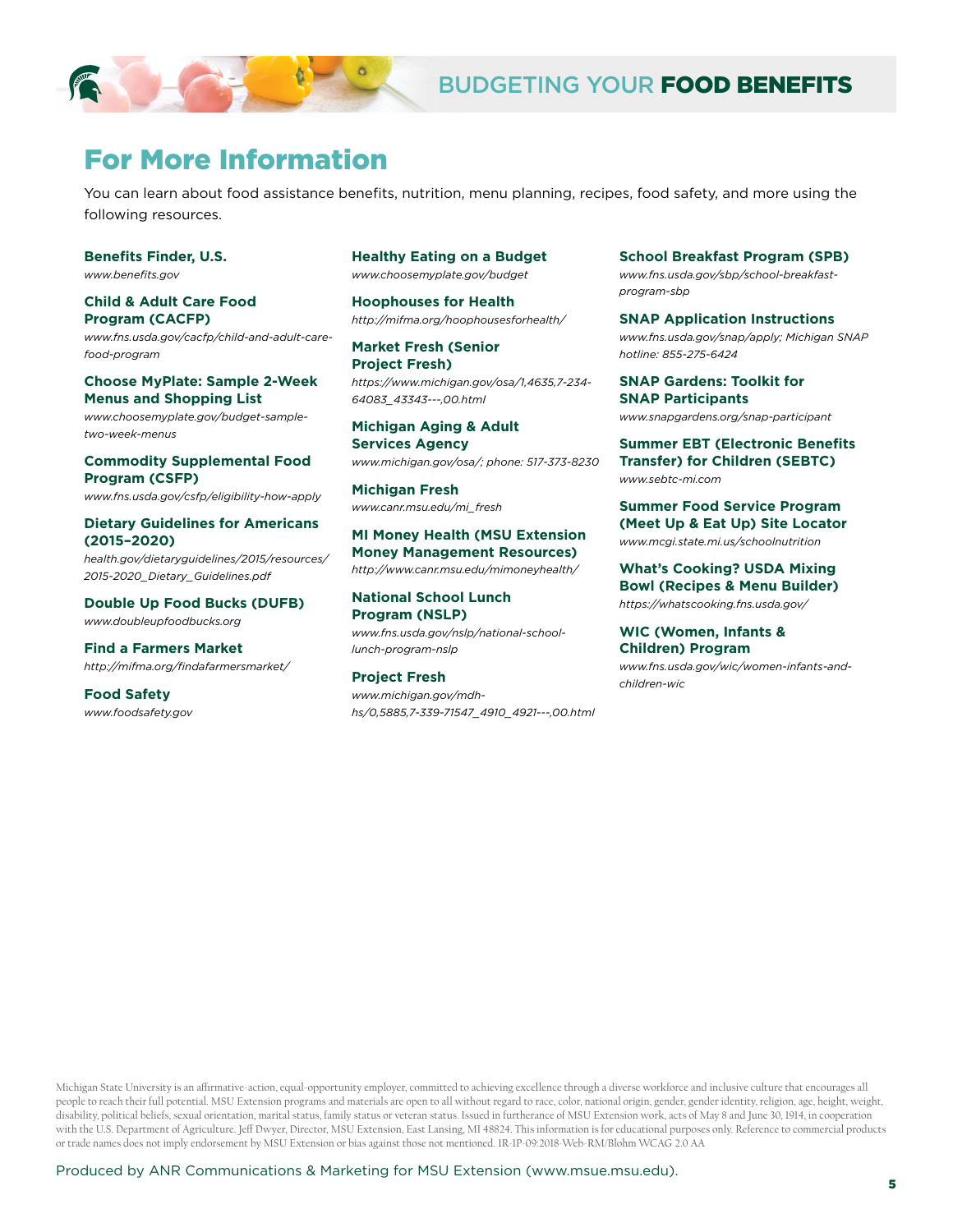# For More Information

You can learn about food assistance benefits, nutrition, menu planning, recipes, food safety, and more using the following resources.

**Benefits Finder, U.S.**
*www.benefits.gov*

**Child & Adult Care Food Program (CACFP)**
*www.fns.usda.gov/cacfp/child-and-adult-care-food-program*

**Choose MyPlate: Sample 2-Week Menus and Shopping List**
*www.choosemyplate.gov/budget-sample-two-week-menus*

**Commodity Supplemental Food Program (CSFP)**
*www.fns.usda.gov/csfp/eligibility-how-apply*

**Dietary Guidelines for Americans (2015–2020)**
*health.gov/dietaryguidelines/2015/resources/2015-2020_Dietary_Guidelines.pdf*

**Double Up Food Bucks (DUFB)**
*www.doubleupfoodbucks.org*

**Find a Farmers Market**
*http://mifma.org/findafarmersmarket/*

**Food Safety**
*www.foodsafety.gov*

**Healthy Eating on a Budget**
*www.choosemyplate.gov/budget*

**Hoophouses for Health**
*http://mifma.org/hoophousesforhealth/*

**Market Fresh (Senior Project Fresh)**
*https://www.michigan.gov/osa/1,4635,7-234-64083_43343---,00.html*

**Michigan Aging & Adult Services Agency**
*www.michigan.gov/osa/; phone: 517-373-8230*

**Michigan Fresh**
*www.canr.msu.edu/mi_fresh*

**MI Money Health (MSU Extension Money Management Resources)**
*http://www.canr.msu.edu/mimoneyhealth/*

**National School Lunch Program (NSLP)**
*www.fns.usda.gov/nslp/national-school-lunch-program-nslp*

**Project Fresh**
*www.michigan.gov/mdhhs/0,5885,7-339-71547_4910_4921---,00.html*

**School Breakfast Program (SPB)**
*www.fns.usda.gov/sbp/school-breakfast-program-sbp*

**SNAP Application Instructions**
*www.fns.usda.gov/snap/apply; Michigan SNAP hotline: 855-275-6424*

**SNAP Gardens: Toolkit for SNAP Participants**
*www.snapgardens.org/snap-participant*

**Summer EBT (Electronic Benefits Transfer) for Children (SEBTC)**
*www.sebtc-mi.com*

**Summer Food Service Program (Meet Up & Eat Up) Site Locator**
*www.mcgi.state.mi.us/schoolnutrition*

**What's Cooking? USDA Mixing Bowl (Recipes & Menu Builder)**
*https://whatscooking.fns.usda.gov/*

**WIC (Women, Infants & Children) Program**
*www.fns.usda.gov/wic/women-infants-and-children-wic*

Michigan State University is an affirmative-action, equal-opportunity employer, committed to achieving excellence through a diverse workforce and inclusive culture that encourages all people to reach their full potential. MSU Extension programs and materials are open to all without regard to race, color, national origin, gender, gender identity, religion, age, height, weight, disability, political beliefs, sexual orientation, marital status, family status or veteran status. Issued in furtherance of MSU Extension work, acts of May 8 and June 30, 1914, in cooperation with the U.S. Department of Agriculture. Jeff Dwyer, Director, MSU Extension, East Lansing, MI 48824. This information is for educational purposes only. Reference to commercial products or trade names does not imply endorsement by MSU Extension or bias against those not mentioned. 1R-1P-09:2018-Web-RM/Blohm WCAG 2.0 AA

Produced by ANR Communications & Marketing for MSU Extension (www.msue.msu.edu).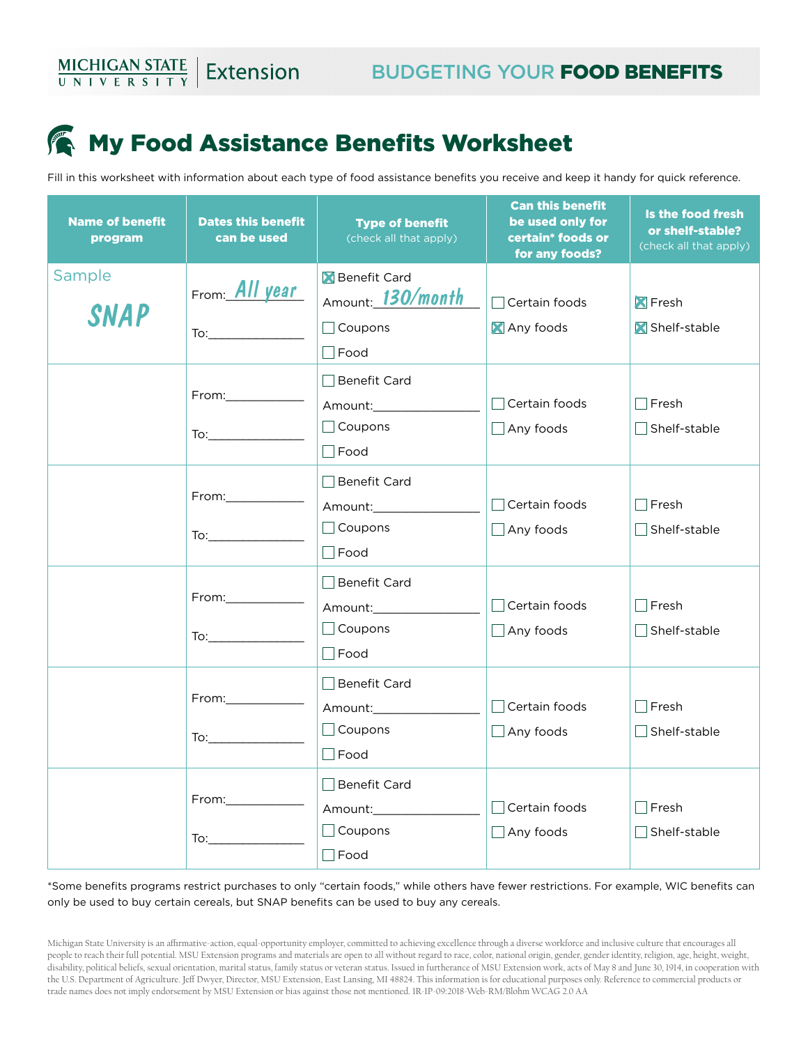# My Food Assistance Benefits Worksheet

Fill in this worksheet with information about each type of food assistance benefits you receive and keep it handy for quick reference.

| Name of benefit program | Dates this benefit can be used | Type of benefit (check all that apply) | Can this benefit be used only for certain* foods or for any foods? | Is the food fresh or shelf-stable? (check all that apply) |
|---|---|---|---|---|
| Sample SNAP | From: All year<br>To:______________ | ☒ Benefit Card<br>Amount: 130/month<br>☐ Coupons<br>☐ Food | ☐ Certain foods<br>☒ Any foods | ☒ Fresh<br>☒ Shelf-stable |
| | From:____________<br>To:______________ | ☐ Benefit Card<br>Amount:________________<br>☐ Coupons<br>☐ Food | ☐ Certain foods<br>☐ Any foods | ☐ Fresh<br>☐ Shelf-stable |
| | From:____________<br>To:______________ | ☐ Benefit Card<br>Amount:________________<br>☐ Coupons<br>☐ Food | ☐ Certain foods<br>☐ Any foods | ☐ Fresh<br>☐ Shelf-stable |
| | From:____________<br>To:______________ | ☐ Benefit Card<br>Amount:________________<br>☐ Coupons<br>☐ Food | ☐ Certain foods<br>☐ Any foods | ☐ Fresh<br>☐ Shelf-stable |
| | From:____________<br>To:______________ | ☐ Benefit Card<br>Amount:________________<br>☐ Coupons<br>☐ Food | ☐ Certain foods<br>☐ Any foods | ☐ Fresh<br>☐ Shelf-stable |
| | From:____________<br>To:______________ | ☐ Benefit Card<br>Amount:________________<br>☐ Coupons<br>☐ Food | ☐ Certain foods<br>☐ Any foods | ☐ Fresh<br>☐ Shelf-stable |

*Some benefits programs restrict purchases to only "certain foods," while others have fewer restrictions. For example, WIC benefits can only be used to buy certain cereals, but SNAP benefits can be used to buy any cereals.

Michigan State University is an affirmative-action, equal-opportunity employer, committed to achieving excellence through a diverse workforce and inclusive culture that encourages all people to reach their full potential. MSU Extension programs and materials are open to all without regard to race, color, national origin, gender, gender identity, religion, age, height, weight, disability, political beliefs, sexual orientation, marital status, family status or veteran status. Issued in furtherance of MSU Extension work, acts of May 8 and June 30, 1914, in cooperation with the U.S. Department of Agriculture. Jeff Dwyer, Director, MSU Extension, East Lansing, MI 48824. This information is for educational purposes only. Reference to commercial products or trade names does not imply endorsement by MSU Extension or bias against those not mentioned. 1R-1P-09:2018-Web-RM/Blohm WCAG 2.0 AA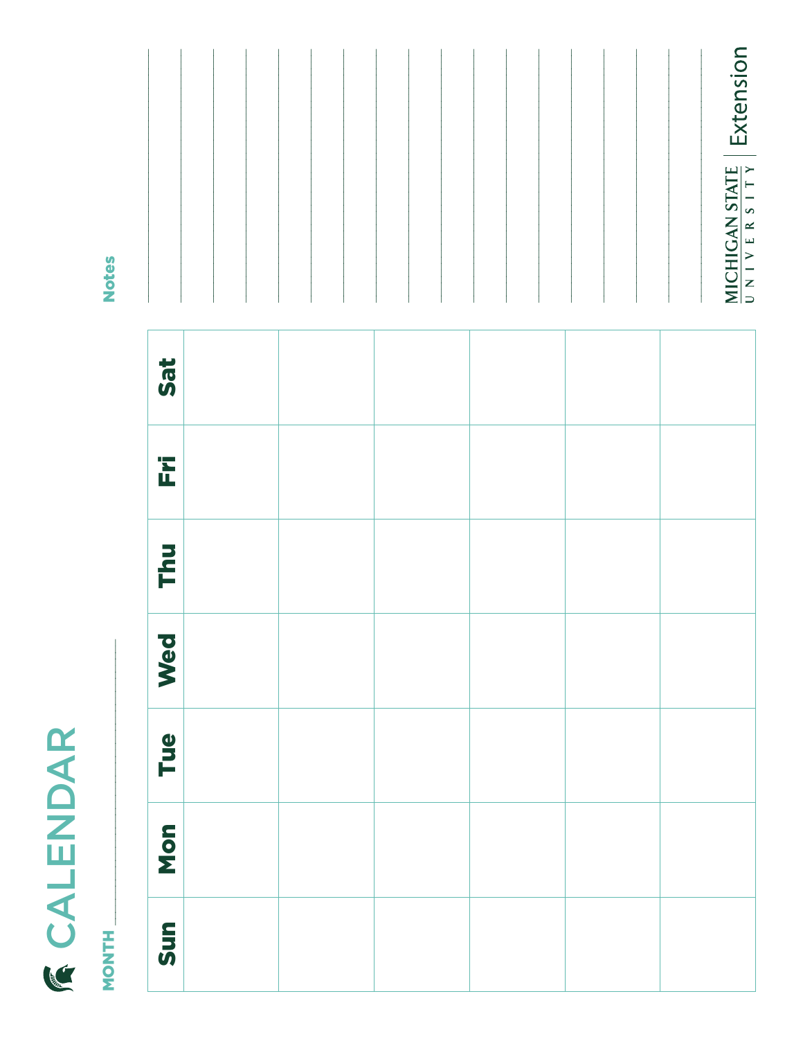# CALENDAR

MONTH ______________________

| Sun | Mon | Tue | Wed | Thu | Fri | Sat |
| --- | --- | --- | --- | --- | --- | --- |
| | | | | | | |
| | | | | | | |
| | | | | | | |
| | | | | | | |
| | | | | | | |
| | | | | | | |

**Notes**

MICHIGAN STATE UNIVERSITY | Extension